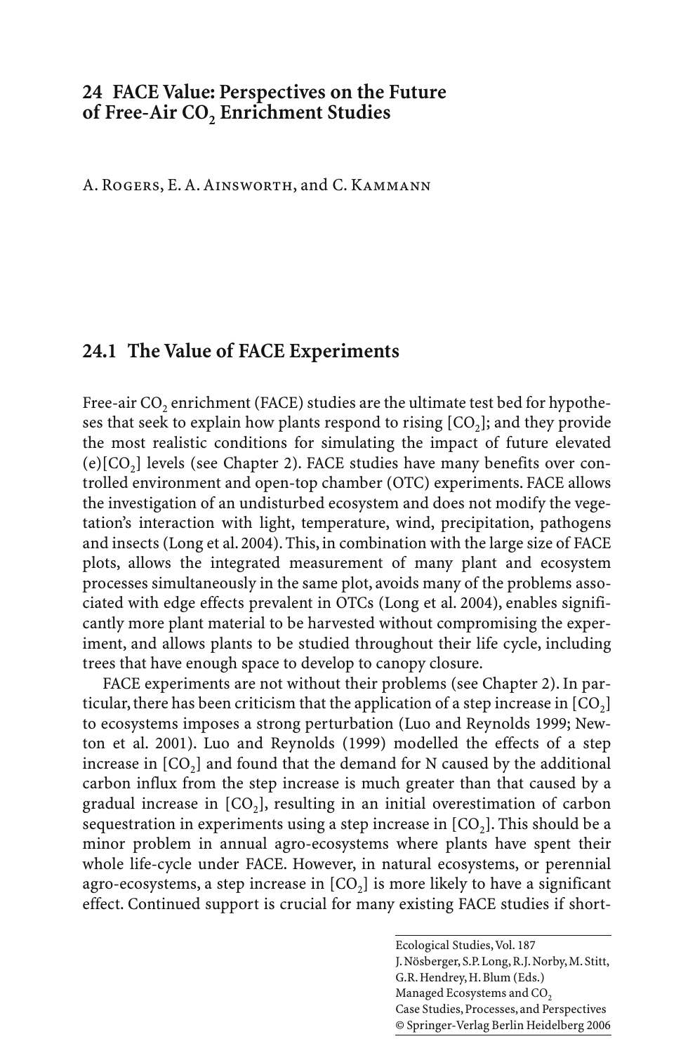# 24 FACE Value: Perspectives on the Future of Free-Air $CO_2$ Enrichment Studies

A. Rogers, E. A. Ainsworth, and C. Kammann

## 24.1 The Value of FACE Experiments

Free-air $CO_2$ enrichment (FACE) studies are the ultimate test bed for hypotheses that seek to explain how plants respond to rising [$CO_2$]; and they provide the most realistic conditions for simulating the impact of future elevated (e)[$CO_2$] levels (see Chapter 2). FACE studies have many benefits over controlled environment and open-top chamber (OTC) experiments. FACE allows the investigation of an undisturbed ecosystem and does not modify the vegetation's interaction with light, temperature, wind, precipitation, pathogens and insects (Long et al. 2004). This, in combination with the large size of FACE plots, allows the integrated measurement of many plant and ecosystem processes simultaneously in the same plot, avoids many of the problems associated with edge effects prevalent in OTCs (Long et al. 2004), enables significantly more plant material to be harvested without compromising the experiment, and allows plants to be studied throughout their life cycle, including trees that have enough space to develop to canopy closure.

FACE experiments are not without their problems (see Chapter 2). In particular, there has been criticism that the application of a step increase in [$CO_2$] to ecosystems imposes a strong perturbation (Luo and Reynolds 1999; Newton et al. 2001). Luo and Reynolds (1999) modelled the effects of a step increase in [$CO_2$] and found that the demand for N caused by the additional carbon influx from the step increase is much greater than that caused by a gradual increase in [$CO_2$], resulting in an initial overestimation of carbon sequestration in experiments using a step increase in [$CO_2$]. This should be a minor problem in annual agro-ecosystems where plants have spent their whole life-cycle under FACE. However, in natural ecosystems, or perennial agro-ecosystems, a step increase in [$CO_2$] is more likely to have a significant effect. Continued support is crucial for many existing FACE studies if short-

Ecological Studies, Vol. 187
J. Nösberger, S.P. Long, R.J. Norby, M. Stitt, G.R. Hendrey, H. Blum (Eds.)
Managed Ecosystems and $CO_2$
Case Studies, Processes, and Perspectives
© Springer-Verlag Berlin Heidelberg 2006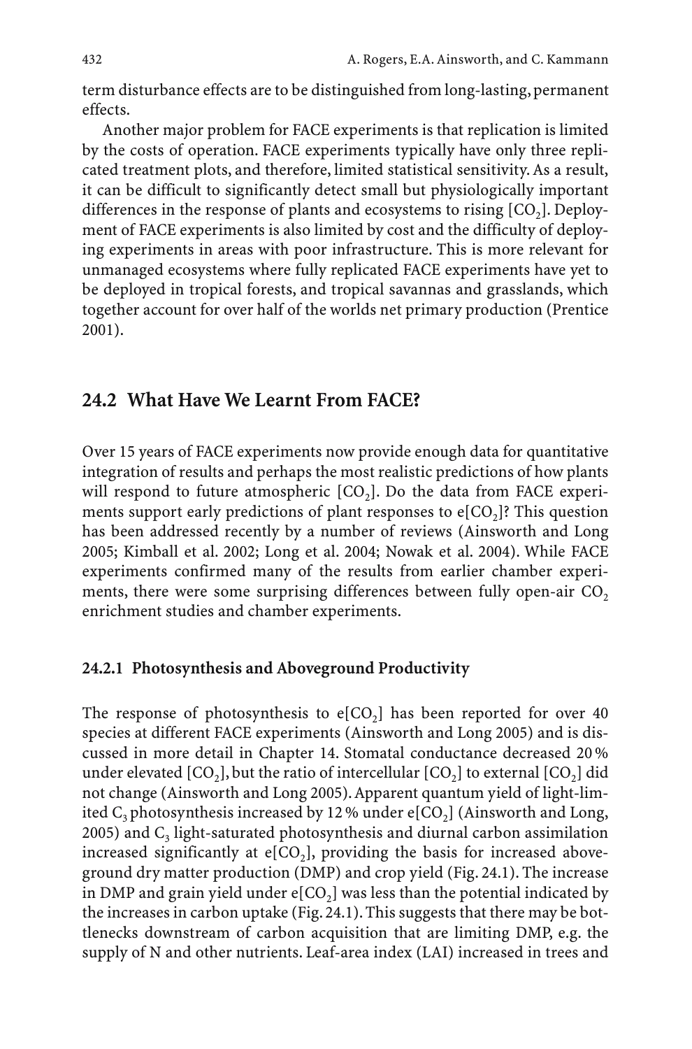term disturbance effects are to be distinguished from long-lasting, permanent effects.

Another major problem for FACE experiments is that replication is limited by the costs of operation. FACE experiments typically have only three replicated treatment plots, and therefore, limited statistical sensitivity. As a result, it can be difficult to significantly detect small but physiologically important differences in the response of plants and ecosystems to rising [$CO_2$]. Deployment of FACE experiments is also limited by cost and the difficulty of deploying experiments in areas with poor infrastructure. This is more relevant for unmanaged ecosystems where fully replicated FACE experiments have yet to be deployed in tropical forests, and tropical savannas and grasslands, which together account for over half of the worlds net primary production (Prentice 2001).

## 24.2 What Have We Learnt From FACE?

Over 15 years of FACE experiments now provide enough data for quantitative integration of results and perhaps the most realistic predictions of how plants will respond to future atmospheric [$CO_2$]. Do the data from FACE experiments support early predictions of plant responses to e[$CO_2$]? This question has been addressed recently by a number of reviews (Ainsworth and Long 2005; Kimball et al. 2002; Long et al. 2004; Nowak et al. 2004). While FACE experiments confirmed many of the results from earlier chamber experiments, there were some surprising differences between fully open-air $CO_2$ enrichment studies and chamber experiments.

### 24.2.1 Photosynthesis and Aboveground Productivity

The response of photosynthesis to e[$CO_2$] has been reported for over 40 species at different FACE experiments (Ainsworth and Long 2005) and is discussed in more detail in Chapter 14. Stomatal conductance decreased 20 % under elevated [$CO_2$], but the ratio of intercellular [$CO_2$] to external [$CO_2$] did not change (Ainsworth and Long 2005). Apparent quantum yield of light-limited $C_3$ photosynthesis increased by 12 % under e[$CO_2$] (Ainsworth and Long, 2005) and $C_3$ light-saturated photosynthesis and diurnal carbon assimilation increased significantly at e[$CO_2$], providing the basis for increased aboveground dry matter production (DMP) and crop yield (Fig. 24.1). The increase in DMP and grain yield under e[$CO_2$] was less than the potential indicated by the increases in carbon uptake (Fig. 24.1). This suggests that there may be bottlenecks downstream of carbon acquisition that are limiting DMP, e.g. the supply of N and other nutrients. Leaf-area index (LAI) increased in trees and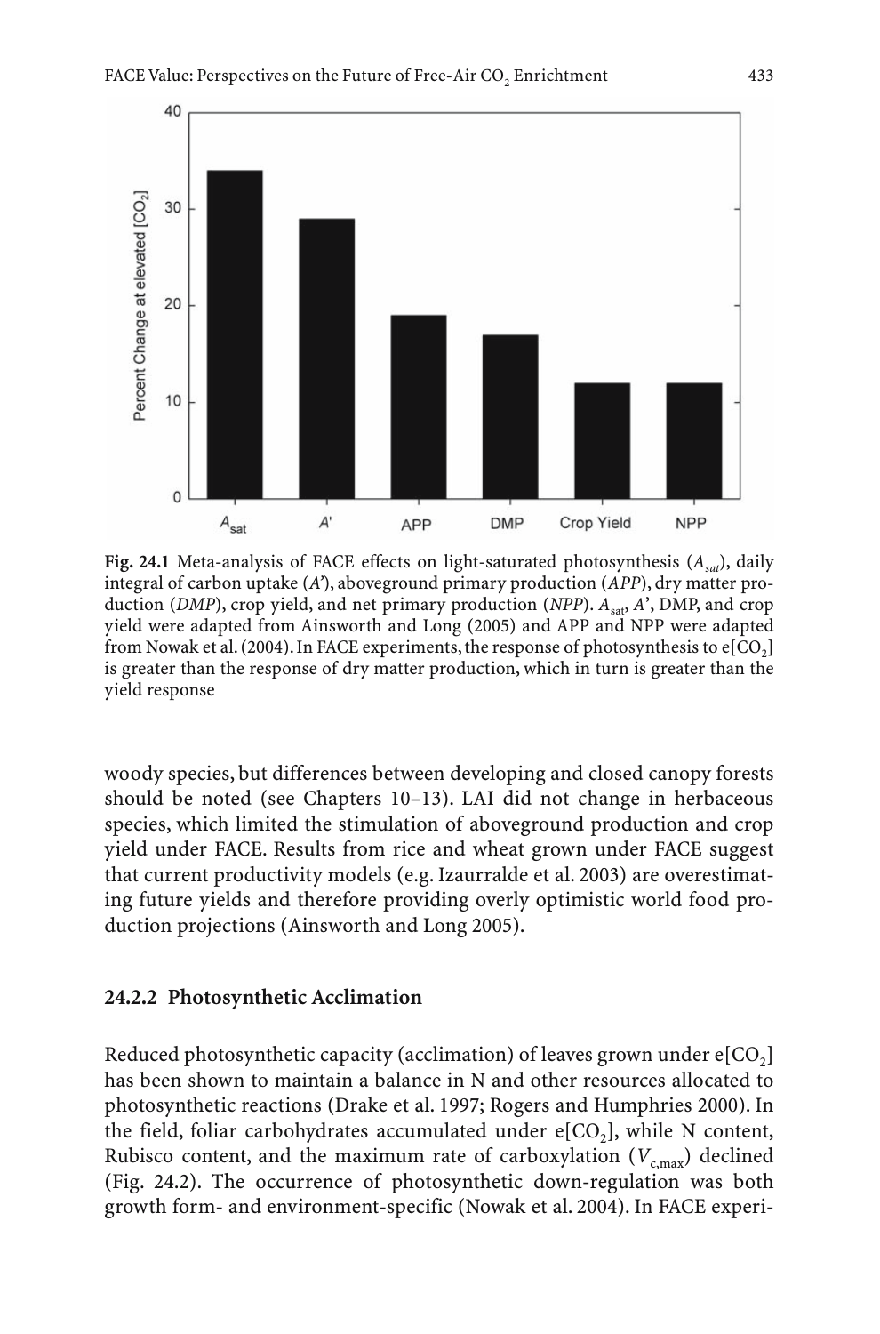**Fig. 24.1** Meta-analysis of FACE effects on light-saturated photosynthesis ($A_{sat}$), daily integral of carbon uptake ($A'$), aboveground primary production (*APP*), dry matter production (*DMP*), crop yield, and net primary production (*NPP*). $A_{sat}$, $A'$, DMP, and crop yield were adapted from Ainsworth and Long (2005) and APP and NPP were adapted from Nowak et al. (2004). In FACE experiments, the response of photosynthesis to e[$CO_2$] is greater than the response of dry matter production, which in turn is greater than the yield response

woody species, but differences between developing and closed canopy forests should be noted (see Chapters 10–13). LAI did not change in herbaceous species, which limited the stimulation of aboveground production and crop yield under FACE. Results from rice and wheat grown under FACE suggest that current productivity models (e.g. Izaurralde et al. 2003) are overestimating future yields and therefore providing overly optimistic world food production projections (Ainsworth and Long 2005).

### 24.2.2 Photosynthetic Acclimation

Reduced photosynthetic capacity (acclimation) of leaves grown under e[$CO_2$] has been shown to maintain a balance in N and other resources allocated to photosynthetic reactions (Drake et al. 1997; Rogers and Humphries 2000). In the field, foliar carbohydrates accumulated under e[$CO_2$], while N content, Rubisco content, and the maximum rate of carboxylation ($V_{c,max}$) declined (Fig. 24.2). The occurrence of photosynthetic down-regulation was both growth form- and environment-specific (Nowak et al. 2004). In FACE experi-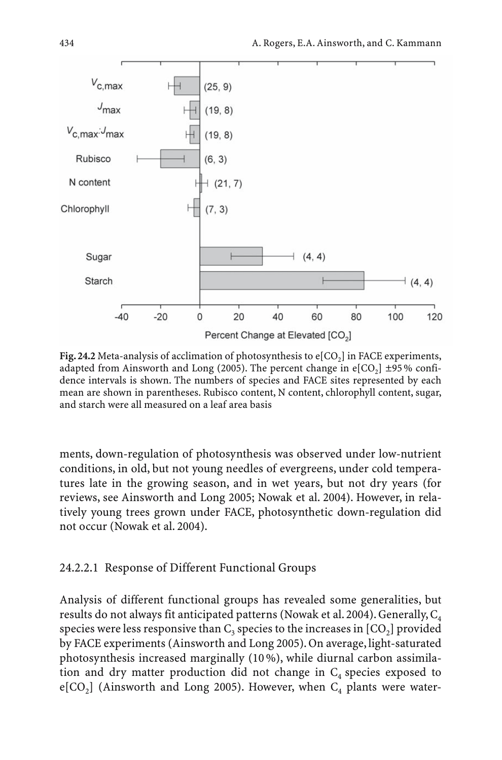Fig. 24.2 Meta-analysis of acclimation of photosynthesis to e[$CO_2$] in FACE experiments, adapted from Ainsworth and Long (2005). The percent change in e[$CO_2$] ±95 % confidence intervals is shown. The numbers of species and FACE sites represented by each mean are shown in parentheses. Rubisco content, N content, chlorophyll content, sugar, and starch were all measured on a leaf area basis

ments, down-regulation of photosynthesis was observed under low-nutrient conditions, in old, but not young needles of evergreens, under cold temperatures late in the growing season, and in wet years, but not dry years (for reviews, see Ainsworth and Long 2005; Nowak et al. 2004). However, in relatively young trees grown under FACE, photosynthetic down-regulation did not occur (Nowak et al. 2004).

#### 24.2.2.1 Response of Different Functional Groups

Analysis of different functional groups has revealed some generalities, but results do not always fit anticipated patterns (Nowak et al. 2004). Generally, $C_4$ species were less responsive than $C_3$ species to the increases in [$CO_2$] provided by FACE experiments (Ainsworth and Long 2005). On average, light-saturated photosynthesis increased marginally (10 %), while diurnal carbon assimilation and dry matter production did not change in $C_4$ species exposed to e[$CO_2$] (Ainsworth and Long 2005). However, when $C_4$ plants were water-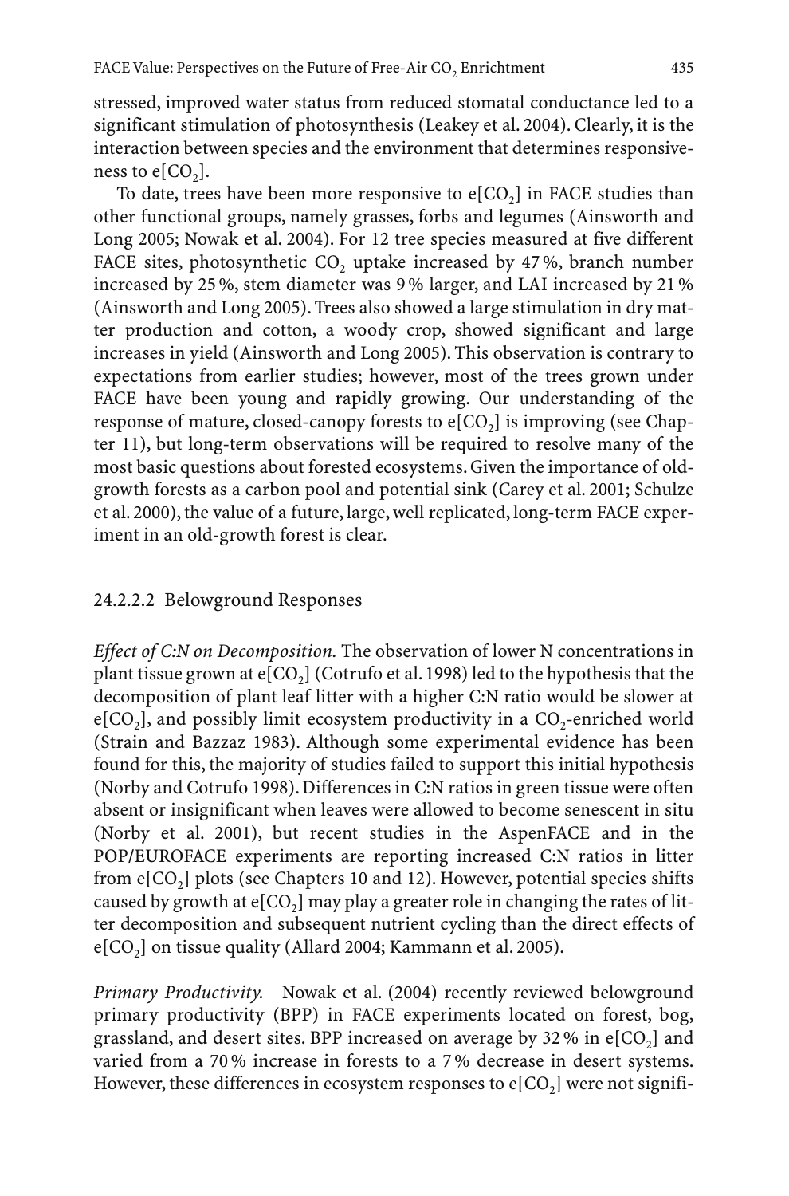stressed, improved water status from reduced stomatal conductance led to a significant stimulation of photosynthesis (Leakey et al. 2004). Clearly, it is the interaction between species and the environment that determines responsiveness to e[$CO_2$].

To date, trees have been more responsive to e[$CO_2$] in FACE studies than other functional groups, namely grasses, forbs and legumes (Ainsworth and Long 2005; Nowak et al. 2004). For 12 tree species measured at five different FACE sites, photosynthetic $CO_2$ uptake increased by 47 %, branch number increased by 25 %, stem diameter was 9 % larger, and LAI increased by 21 % (Ainsworth and Long 2005). Trees also showed a large stimulation in dry matter production and cotton, a woody crop, showed significant and large increases in yield (Ainsworth and Long 2005). This observation is contrary to expectations from earlier studies; however, most of the trees grown under FACE have been young and rapidly growing. Our understanding of the response of mature, closed-canopy forests to e[$CO_2$] is improving (see Chapter 11), but long-term observations will be required to resolve many of the most basic questions about forested ecosystems. Given the importance of old-growth forests as a carbon pool and potential sink (Carey et al. 2001; Schulze et al. 2000), the value of a future, large, well replicated, long-term FACE experiment in an old-growth forest is clear.

### 24.2.2.2 Belowground Responses

*Effect of C:N on Decomposition.* The observation of lower N concentrations in plant tissue grown at e[$CO_2$] (Cotrufo et al. 1998) led to the hypothesis that the decomposition of plant leaf litter with a higher C:N ratio would be slower at e[$CO_2$], and possibly limit ecosystem productivity in a $CO_2$-enriched world (Strain and Bazzaz 1983). Although some experimental evidence has been found for this, the majority of studies failed to support this initial hypothesis (Norby and Cotrufo 1998). Differences in C:N ratios in green tissue were often absent or insignificant when leaves were allowed to become senescent in situ (Norby et al. 2001), but recent studies in the AspenFACE and in the POP/EUROFACE experiments are reporting increased C:N ratios in litter from e[$CO_2$] plots (see Chapters 10 and 12). However, potential species shifts caused by growth at e[$CO_2$] may play a greater role in changing the rates of litter decomposition and subsequent nutrient cycling than the direct effects of e[$CO_2$] on tissue quality (Allard 2004; Kammann et al. 2005).

*Primary Productivity.* Nowak et al. (2004) recently reviewed belowground primary productivity (BPP) in FACE experiments located on forest, bog, grassland, and desert sites. BPP increased on average by 32 % in e[$CO_2$] and varied from a 70 % increase in forests to a 7 % decrease in desert systems. However, these differences in ecosystem responses to e[$CO_2$] were not signifi-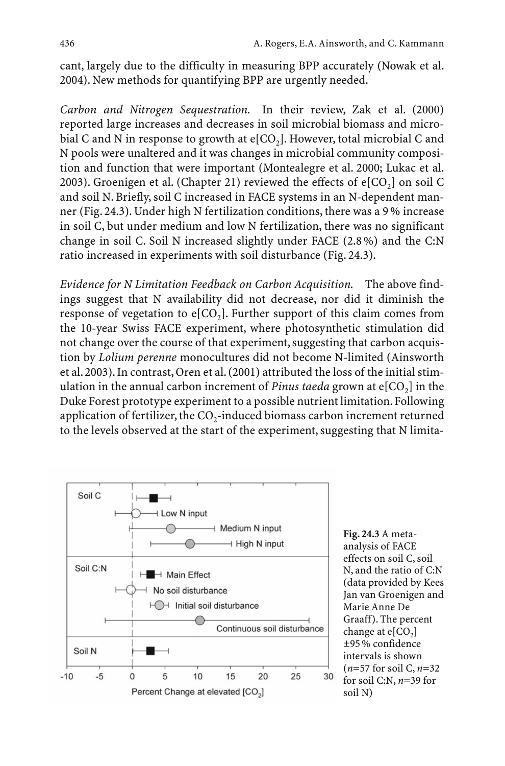cant, largely due to the difficulty in measuring BPP accurately (Nowak et al. 2004). New methods for quantifying BPP are urgently needed.

*Carbon and Nitrogen Sequestration.* In their review, Zak et al. (2000) reported large increases and decreases in soil microbial biomass and microbial C and N in response to growth at e[$CO_2$]. However, total microbial C and N pools were unaltered and it was changes in microbial community composition and function that were important (Montealegre et al. 2000; Lukac et al. 2003). Groenigen et al. (Chapter 21) reviewed the effects of e[$CO_2$] on soil C and soil N. Briefly, soil C increased in FACE systems in an N-dependent manner (Fig. 24.3). Under high N fertilization conditions, there was a 9% increase in soil C, but under medium and low N fertilization, there was no significant change in soil C. Soil N increased slightly under FACE (2.8%) and the C:N ratio increased in experiments with soil disturbance (Fig. 24.3).

*Evidence for N Limitation Feedback on Carbon Acquisition.* The above findings suggest that N availability did not decrease, nor did it diminish the response of vegetation to e[$CO_2$]. Further support of this claim comes from the 10-year Swiss FACE experiment, where photosynthetic stimulation did not change over the course of that experiment, suggesting that carbon acquistion by *Lolium perenne* monocultures did not become N-limited (Ainsworth et al. 2003). In contrast, Oren et al. (2001) attributed the loss of the initial stimulation in the annual carbon increment of *Pinus taeda* grown at e[$CO_2$] in the Duke Forest prototype experiment to a possible nutrient limitation. Following application of fertilizer, the $CO_2$-induced biomass carbon increment returned to the levels observed at the start of the experiment, suggesting that N limita-

**Fig. 24.3** A meta-analysis of FACE effects on soil C, soil N, and the ratio of C:N (data provided by Kees Jan van Groenigen and Marie Anne De Graaff). The percent change at e[$CO_2$] ±95% confidence intervals is shown ($n$=57 for soil C, $n$=32 for soil C:N, $n$=39 for soil N)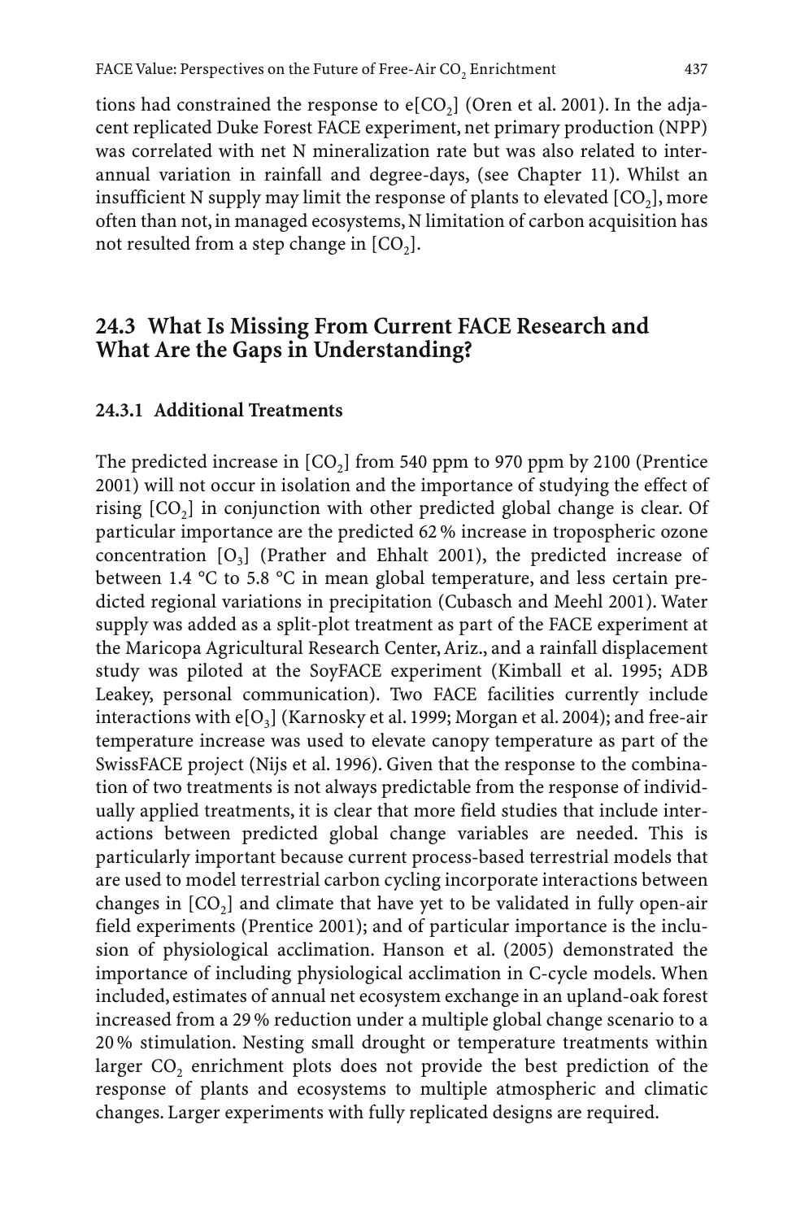tions had constrained the response to e[$CO_2$] (Oren et al. 2001). In the adjacent replicated Duke Forest FACE experiment, net primary production (NPP) was correlated with net N mineralization rate but was also related to inter-annual variation in rainfall and degree-days, (see Chapter 11). Whilst an insufficient N supply may limit the response of plants to elevated [$CO_2$], more often than not, in managed ecosystems, N limitation of carbon acquisition has not resulted from a step change in [$CO_2$].

## 24.3 What Is Missing From Current FACE Research and What Are the Gaps in Understanding?

### 24.3.1 Additional Treatments

The predicted increase in [$CO_2$] from 540 ppm to 970 ppm by 2100 (Prentice 2001) will not occur in isolation and the importance of studying the effect of rising [$CO_2$] in conjunction with other predicted global change is clear. Of particular importance are the predicted 62 % increase in tropospheric ozone concentration [$O_3$] (Prather and Ehhalt 2001), the predicted increase of between 1.4 °C to 5.8 °C in mean global temperature, and less certain predicted regional variations in precipitation (Cubasch and Meehl 2001). Water supply was added as a split-plot treatment as part of the FACE experiment at the Maricopa Agricultural Research Center, Ariz., and a rainfall displacement study was piloted at the SoyFACE experiment (Kimball et al. 1995; ADB Leakey, personal communication). Two FACE facilities currently include interactions with e[$O_3$] (Karnosky et al. 1999; Morgan et al. 2004); and free-air temperature increase was used to elevate canopy temperature as part of the SwissFACE project (Nijs et al. 1996). Given that the response to the combination of two treatments is not always predictable from the response of individually applied treatments, it is clear that more field studies that include interactions between predicted global change variables are needed. This is particularly important because current process-based terrestrial models that are used to model terrestrial carbon cycling incorporate interactions between changes in [$CO_2$] and climate that have yet to be validated in fully open-air field experiments (Prentice 2001); and of particular importance is the inclusion of physiological acclimation. Hanson et al. (2005) demonstrated the importance of including physiological acclimation in C-cycle models. When included, estimates of annual net ecosystem exchange in an upland-oak forest increased from a 29 % reduction under a multiple global change scenario to a 20 % stimulation. Nesting small drought or temperature treatments within larger $CO_2$ enrichment plots does not provide the best prediction of the response of plants and ecosystems to multiple atmospheric and climatic changes. Larger experiments with fully replicated designs are required.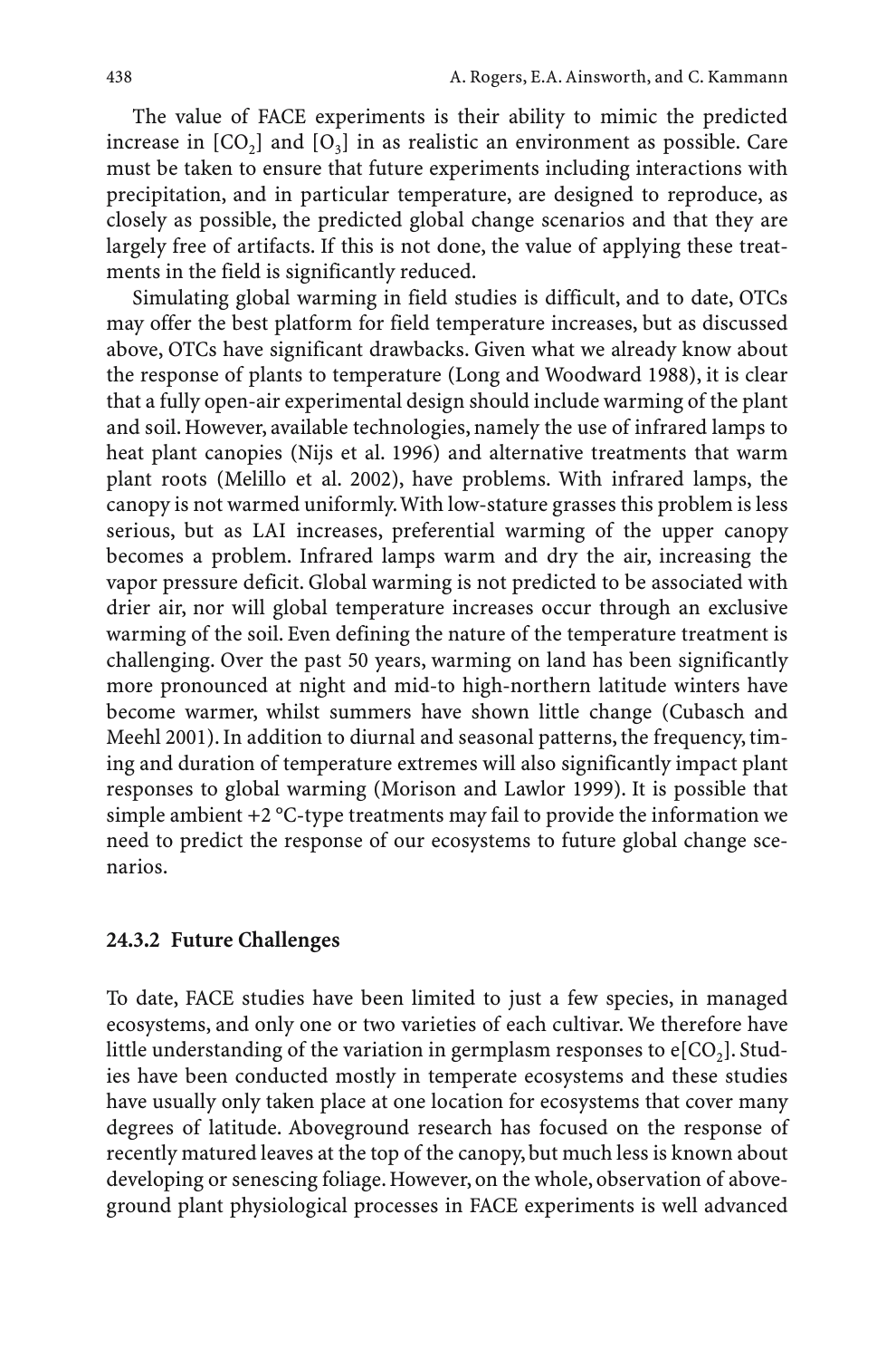The value of FACE experiments is their ability to mimic the predicted increase in $[CO_2]$ and $[O_3]$ in as realistic an environment as possible. Care must be taken to ensure that future experiments including interactions with precipitation, and in particular temperature, are designed to reproduce, as closely as possible, the predicted global change scenarios and that they are largely free of artifacts. If this is not done, the value of applying these treatments in the field is significantly reduced.

Simulating global warming in field studies is difficult, and to date, OTCs may offer the best platform for field temperature increases, but as discussed above, OTCs have significant drawbacks. Given what we already know about the response of plants to temperature (Long and Woodward 1988), it is clear that a fully open-air experimental design should include warming of the plant and soil. However, available technologies, namely the use of infrared lamps to heat plant canopies (Nijs et al. 1996) and alternative treatments that warm plant roots (Melillo et al. 2002), have problems. With infrared lamps, the canopy is not warmed uniformly. With low-stature grasses this problem is less serious, but as LAI increases, preferential warming of the upper canopy becomes a problem. Infrared lamps warm and dry the air, increasing the vapor pressure deficit. Global warming is not predicted to be associated with drier air, nor will global temperature increases occur through an exclusive warming of the soil. Even defining the nature of the temperature treatment is challenging. Over the past 50 years, warming on land has been significantly more pronounced at night and mid-to high-northern latitude winters have become warmer, whilst summers have shown little change (Cubasch and Meehl 2001). In addition to diurnal and seasonal patterns, the frequency, timing and duration of temperature extremes will also significantly impact plant responses to global warming (Morison and Lawlor 1999). It is possible that simple ambient +2 °C-type treatments may fail to provide the information we need to predict the response of our ecosystems to future global change scenarios.

### 24.3.2 Future Challenges

To date, FACE studies have been limited to just a few species, in managed ecosystems, and only one or two varieties of each cultivar. We therefore have little understanding of the variation in germplasm responses to $e[CO_2]$. Studies have been conducted mostly in temperate ecosystems and these studies have usually only taken place at one location for ecosystems that cover many degrees of latitude. Aboveground research has focused on the response of recently matured leaves at the top of the canopy, but much less is known about developing or senescing foliage. However, on the whole, observation of aboveground plant physiological processes in FACE experiments is well advanced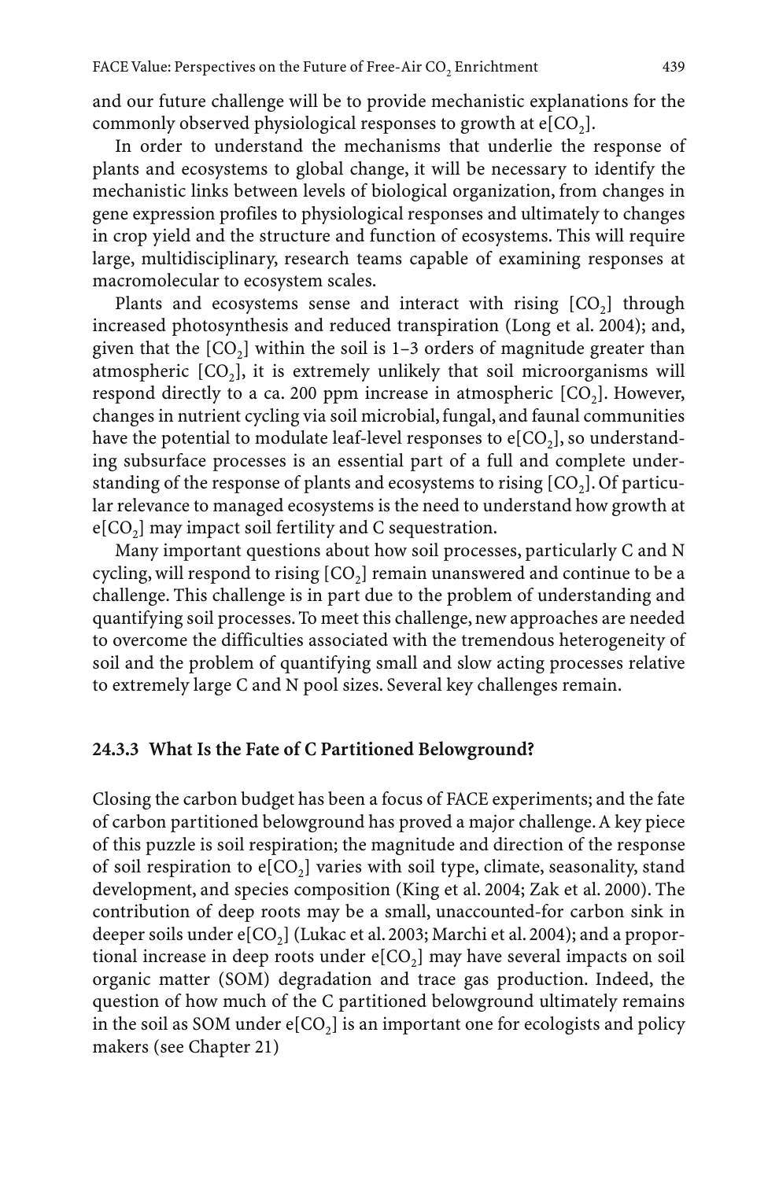and our future challenge will be to provide mechanistic explanations for the commonly observed physiological responses to growth at e[$CO_2$].

In order to understand the mechanisms that underlie the response of plants and ecosystems to global change, it will be necessary to identify the mechanistic links between levels of biological organization, from changes in gene expression profiles to physiological responses and ultimately to changes in crop yield and the structure and function of ecosystems. This will require large, multidisciplinary, research teams capable of examining responses at macromolecular to ecosystem scales.

Plants and ecosystems sense and interact with rising [$CO_2$] through increased photosynthesis and reduced transpiration (Long et al. 2004); and, given that the [$CO_2$] within the soil is 1–3 orders of magnitude greater than atmospheric [$CO_2$], it is extremely unlikely that soil microorganisms will respond directly to a ca. 200 ppm increase in atmospheric [$CO_2$]. However, changes in nutrient cycling via soil microbial, fungal, and faunal communities have the potential to modulate leaf-level responses to e[$CO_2$], so understanding subsurface processes is an essential part of a full and complete understanding of the response of plants and ecosystems to rising [$CO_2$]. Of particular relevance to managed ecosystems is the need to understand how growth at e[$CO_2$] may impact soil fertility and C sequestration.

Many important questions about how soil processes, particularly C and N cycling, will respond to rising [$CO_2$] remain unanswered and continue to be a challenge. This challenge is in part due to the problem of understanding and quantifying soil processes. To meet this challenge, new approaches are needed to overcome the difficulties associated with the tremendous heterogeneity of soil and the problem of quantifying small and slow acting processes relative to extremely large C and N pool sizes. Several key challenges remain.

### 24.3.3 What Is the Fate of C Partitioned Belowground?

Closing the carbon budget has been a focus of FACE experiments; and the fate of carbon partitioned belowground has proved a major challenge. A key piece of this puzzle is soil respiration; the magnitude and direction of the response of soil respiration to e[$CO_2$] varies with soil type, climate, seasonality, stand development, and species composition (King et al. 2004; Zak et al. 2000). The contribution of deep roots may be a small, unaccounted-for carbon sink in deeper soils under e[$CO_2$] (Lukac et al. 2003; Marchi et al. 2004); and a proportional increase in deep roots under e[$CO_2$] may have several impacts on soil organic matter (SOM) degradation and trace gas production. Indeed, the question of how much of the C partitioned belowground ultimately remains in the soil as SOM under e[$CO_2$] is an important one for ecologists and policy makers (see Chapter 21)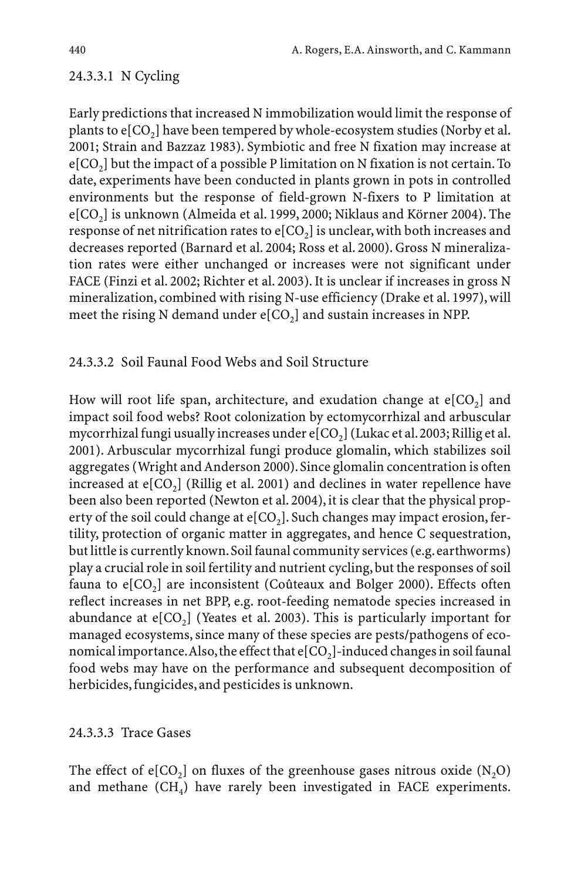#### 24.3.3.1 N Cycling

Early predictions that increased N immobilization would limit the response of plants to e[$CO_2$] have been tempered by whole-ecosystem studies (Norby et al. 2001; Strain and Bazzaz 1983). Symbiotic and free N fixation may increase at e[$CO_2$] but the impact of a possible P limitation on N fixation is not certain. To date, experiments have been conducted in plants grown in pots in controlled environments but the response of field-grown N-fixers to P limitation at e[$CO_2$] is unknown (Almeida et al. 1999, 2000; Niklaus and Körner 2004). The response of net nitrification rates to e[$CO_2$] is unclear, with both increases and decreases reported (Barnard et al. 2004; Ross et al. 2000). Gross N mineralization rates were either unchanged or increases were not significant under FACE (Finzi et al. 2002; Richter et al. 2003). It is unclear if increases in gross N mineralization, combined with rising N-use efficiency (Drake et al. 1997), will meet the rising N demand under e[$CO_2$] and sustain increases in NPP.

#### 24.3.3.2 Soil Faunal Food Webs and Soil Structure

How will root life span, architecture, and exudation change at e[$CO_2$] and impact soil food webs? Root colonization by ectomycorrhizal and arbuscular mycorrhizal fungi usually increases under e[$CO_2$] (Lukac et al. 2003; Rillig et al. 2001). Arbuscular mycorrhizal fungi produce glomalin, which stabilizes soil aggregates (Wright and Anderson 2000). Since glomalin concentration is often increased at e[$CO_2$] (Rillig et al. 2001) and declines in water repellence have been also been reported (Newton et al. 2004), it is clear that the physical property of the soil could change at e[$CO_2$]. Such changes may impact erosion, fertility, protection of organic matter in aggregates, and hence C sequestration, but little is currently known. Soil faunal community services (e.g. earthworms) play a crucial role in soil fertility and nutrient cycling, but the responses of soil fauna to e[$CO_2$] are inconsistent (Coûteaux and Bolger 2000). Effects often reflect increases in net BPP, e.g. root-feeding nematode species increased in abundance at e[$CO_2$] (Yeates et al. 2003). This is particularly important for managed ecosystems, since many of these species are pests/pathogens of economical importance. Also, the effect that e[$CO_2$]-induced changes in soil faunal food webs may have on the performance and subsequent decomposition of herbicides, fungicides, and pesticides is unknown.

#### 24.3.3.3 Trace Gases

The effect of e[$CO_2$] on fluxes of the greenhouse gases nitrous oxide ($N_2O$) and methane ($CH_4$) have rarely been investigated in FACE experiments.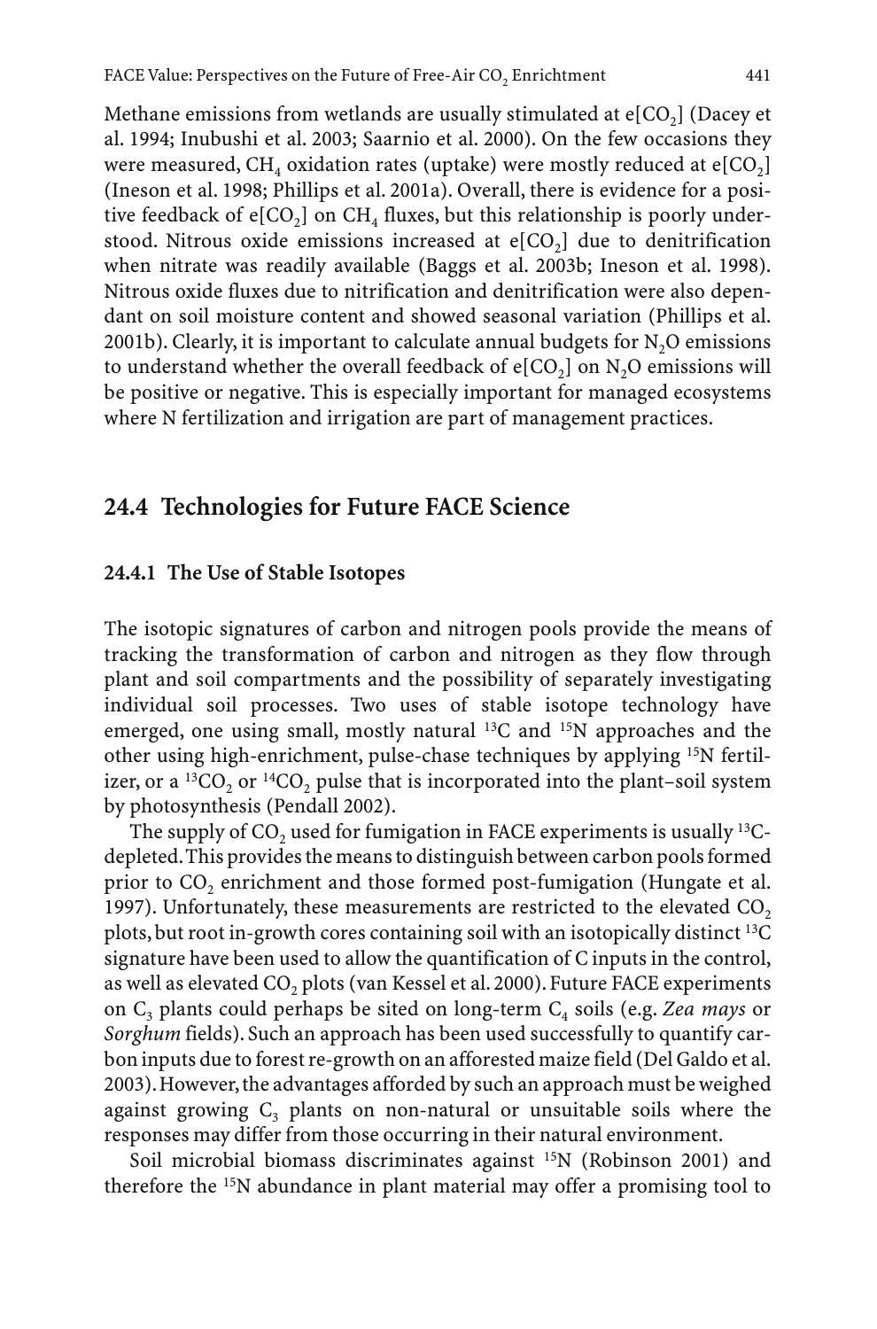Methane emissions from wetlands are usually stimulated at e[$CO_2$] (Dacey et al. 1994; Inubushi et al. 2003; Saarnio et al. 2000). On the few occasions they were measured, $CH_4$ oxidation rates (uptake) were mostly reduced at e[$CO_2$] (Ineson et al. 1998; Phillips et al. 2001a). Overall, there is evidence for a positive feedback of e[$CO_2$] on $CH_4$ fluxes, but this relationship is poorly understood. Nitrous oxide emissions increased at e[$CO_2$] due to denitrification when nitrate was readily available (Baggs et al. 2003b; Ineson et al. 1998). Nitrous oxide fluxes due to nitrification and denitrification were also dependant on soil moisture content and showed seasonal variation (Phillips et al. 2001b). Clearly, it is important to calculate annual budgets for $N_2O$ emissions to understand whether the overall feedback of e[$CO_2$] on $N_2O$ emissions will be positive or negative. This is especially important for managed ecosystems where N fertilization and irrigation are part of management practices.

## 24.4 Technologies for Future FACE Science

### 24.4.1 The Use of Stable Isotopes

The isotopic signatures of carbon and nitrogen pools provide the means of tracking the transformation of carbon and nitrogen as they flow through plant and soil compartments and the possibility of separately investigating individual soil processes. Two uses of stable isotope technology have emerged, one using small, mostly natural $^{13}C$ and $^{15}N$ approaches and the other using high-enrichment, pulse-chase techniques by applying $^{15}N$ fertilizer, or a $^{13}CO_2$ or $^{14}CO_2$ pulse that is incorporated into the plant–soil system by photosynthesis (Pendall 2002).

The supply of $CO_2$ used for fumigation in FACE experiments is usually $^{13}C$-depleted. This provides the means to distinguish between carbon pools formed prior to $CO_2$ enrichment and those formed post-fumigation (Hungate et al. 1997). Unfortunately, these measurements are restricted to the elevated $CO_2$ plots, but root in-growth cores containing soil with an isotopically distinct $^{13}C$ signature have been used to allow the quantification of C inputs in the control, as well as elevated $CO_2$ plots (van Kessel et al. 2000). Future FACE experiments on $C_3$ plants could perhaps be sited on long-term $C_4$ soils (e.g. *Zea mays* or *Sorghum* fields). Such an approach has been used successfully to quantify carbon inputs due to forest re-growth on an afforested maize field (Del Galdo et al. 2003). However, the advantages afforded by such an approach must be weighed against growing $C_3$ plants on non-natural or unsuitable soils where the responses may differ from those occurring in their natural environment.

Soil microbial biomass discriminates against $^{15}N$ (Robinson 2001) and therefore the $^{15}N$ abundance in plant material may offer a promising tool to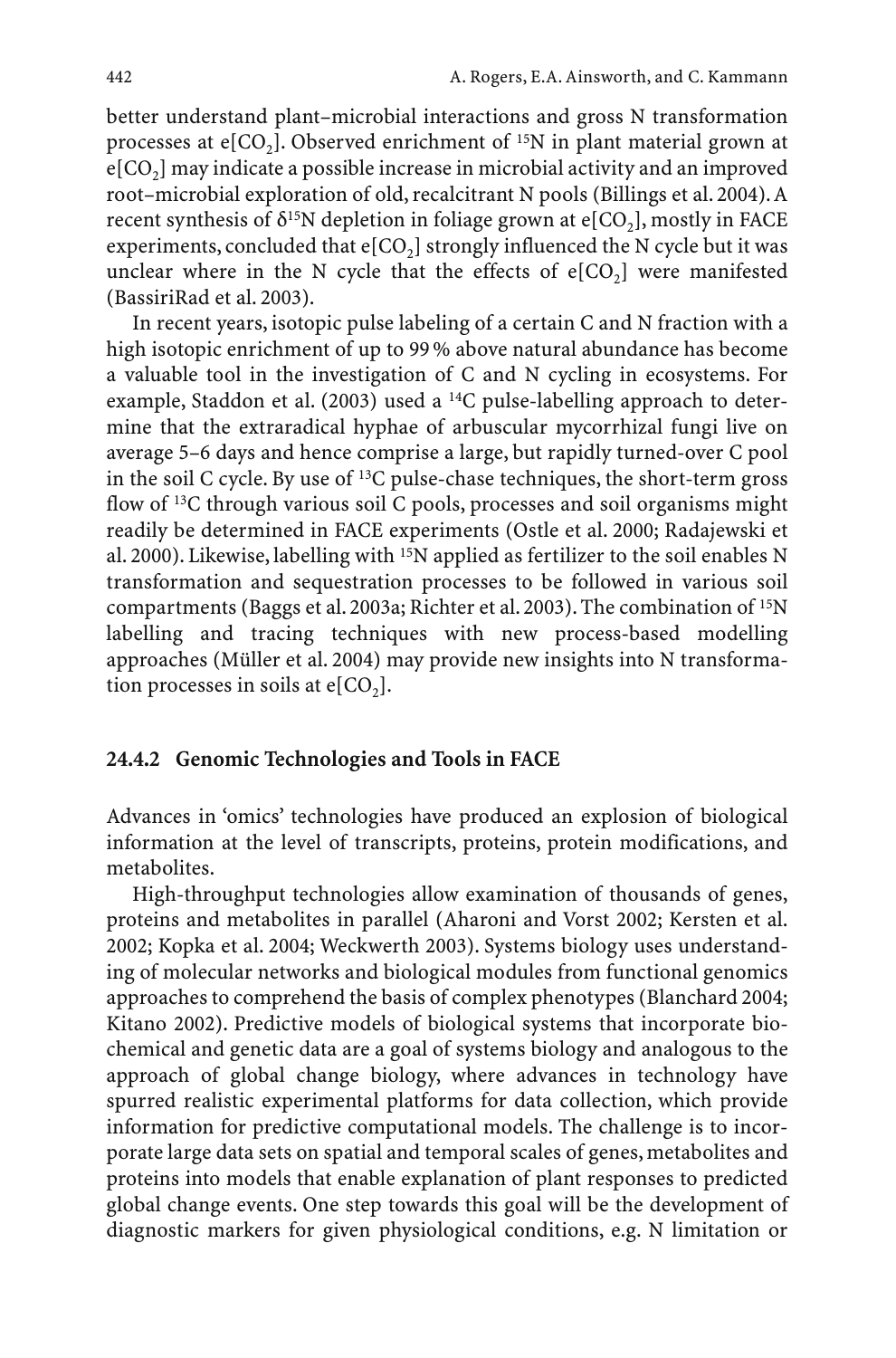better understand plant–microbial interactions and gross N transformation processes at e[$CO_2$]. Observed enrichment of $^{15}N$ in plant material grown at e[$CO_2$] may indicate a possible increase in microbial activity and an improved root–microbial exploration of old, recalcitrant N pools (Billings et al. 2004). A recent synthesis of $\delta^{15}N$ depletion in foliage grown at e[$CO_2$], mostly in FACE experiments, concluded that e[$CO_2$] strongly influenced the N cycle but it was unclear where in the N cycle that the effects of e[$CO_2$] were manifested (BassiriRad et al. 2003).

In recent years, isotopic pulse labeling of a certain C and N fraction with a high isotopic enrichment of up to 99 % above natural abundance has become a valuable tool in the investigation of C and N cycling in ecosystems. For example, Staddon et al. (2003) used a $^{14}C$ pulse-labelling approach to determine that the extraradical hyphae of arbuscular mycorrhizal fungi live on average 5–6 days and hence comprise a large, but rapidly turned-over C pool in the soil C cycle. By use of $^{13}C$ pulse-chase techniques, the short-term gross flow of $^{13}C$ through various soil C pools, processes and soil organisms might readily be determined in FACE experiments (Ostle et al. 2000; Radajewski et al. 2000). Likewise, labelling with $^{15}N$ applied as fertilizer to the soil enables N transformation and sequestration processes to be followed in various soil compartments (Baggs et al. 2003a; Richter et al. 2003). The combination of $^{15}N$ labelling and tracing techniques with new process-based modelling approaches (Müller et al. 2004) may provide new insights into N transformation processes in soils at e[$CO_2$].

### 24.4.2 Genomic Technologies and Tools in FACE

Advances in 'omics' technologies have produced an explosion of biological information at the level of transcripts, proteins, protein modifications, and metabolites.

High-throughput technologies allow examination of thousands of genes, proteins and metabolites in parallel (Aharoni and Vorst 2002; Kersten et al. 2002; Kopka et al. 2004; Weckwerth 2003). Systems biology uses understanding of molecular networks and biological modules from functional genomics approaches to comprehend the basis of complex phenotypes (Blanchard 2004; Kitano 2002). Predictive models of biological systems that incorporate biochemical and genetic data are a goal of systems biology and analogous to the approach of global change biology, where advances in technology have spurred realistic experimental platforms for data collection, which provide information for predictive computational models. The challenge is to incorporate large data sets on spatial and temporal scales of genes, metabolites and proteins into models that enable explanation of plant responses to predicted global change events. One step towards this goal will be the development of diagnostic markers for given physiological conditions, e.g. N limitation or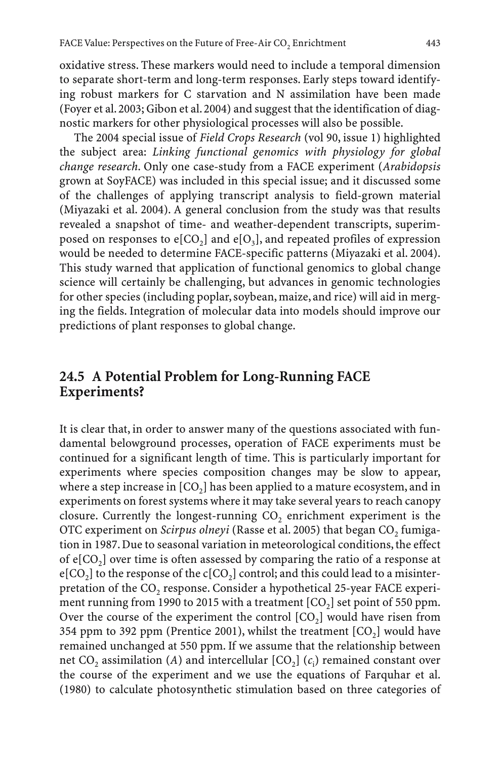oxidative stress. These markers would need to include a temporal dimension to separate short-term and long-term responses. Early steps toward identifying robust markers for C starvation and N assimilation have been made (Foyer et al. 2003; Gibon et al. 2004) and suggest that the identification of diagnostic markers for other physiological processes will also be possible.

The 2004 special issue of *Field Crops Research* (vol 90, issue 1) highlighted the subject area: *Linking functional genomics with physiology for global change research*. Only one case-study from a FACE experiment (*Arabidopsis* grown at SoyFACE) was included in this special issue; and it discussed some of the challenges of applying transcript analysis to field-grown material (Miyazaki et al. 2004). A general conclusion from the study was that results revealed a snapshot of time- and weather-dependent transcripts, superimposed on responses to e[$CO_2$] and e[$O_3$], and repeated profiles of expression would be needed to determine FACE-specific patterns (Miyazaki et al. 2004). This study warned that application of functional genomics to global change science will certainly be challenging, but advances in genomic technologies for other species (including poplar, soybean, maize, and rice) will aid in merging the fields. Integration of molecular data into models should improve our predictions of plant responses to global change.

## 24.5 A Potential Problem for Long-Running FACE Experiments?

It is clear that, in order to answer many of the questions associated with fundamental belowground processes, operation of FACE experiments must be continued for a significant length of time. This is particularly important for experiments where species composition changes may be slow to appear, where a step increase in [$CO_2$] has been applied to a mature ecosystem, and in experiments on forest systems where it may take several years to reach canopy closure. Currently the longest-running $CO_2$ enrichment experiment is the OTC experiment on *Scirpus olneyi* (Rasse et al. 2005) that began $CO_2$ fumigation in 1987. Due to seasonal variation in meteorological conditions, the effect of e[$CO_2$] over time is often assessed by comparing the ratio of a response at e[$CO_2$] to the response of the c[$CO_2$] control; and this could lead to a misinterpretation of the $CO_2$ response. Consider a hypothetical 25-year FACE experiment running from 1990 to 2015 with a treatment [$CO_2$] set point of 550 ppm. Over the course of the experiment the control [$CO_2$] would have risen from 354 ppm to 392 ppm (Prentice 2001), whilst the treatment [$CO_2$] would have remained unchanged at 550 ppm. If we assume that the relationship between net $CO_2$ assimilation ($A$) and intercellular [$CO_2$] ($c_i$) remained constant over the course of the experiment and we use the equations of Farquhar et al. (1980) to calculate photosynthetic stimulation based on three categories of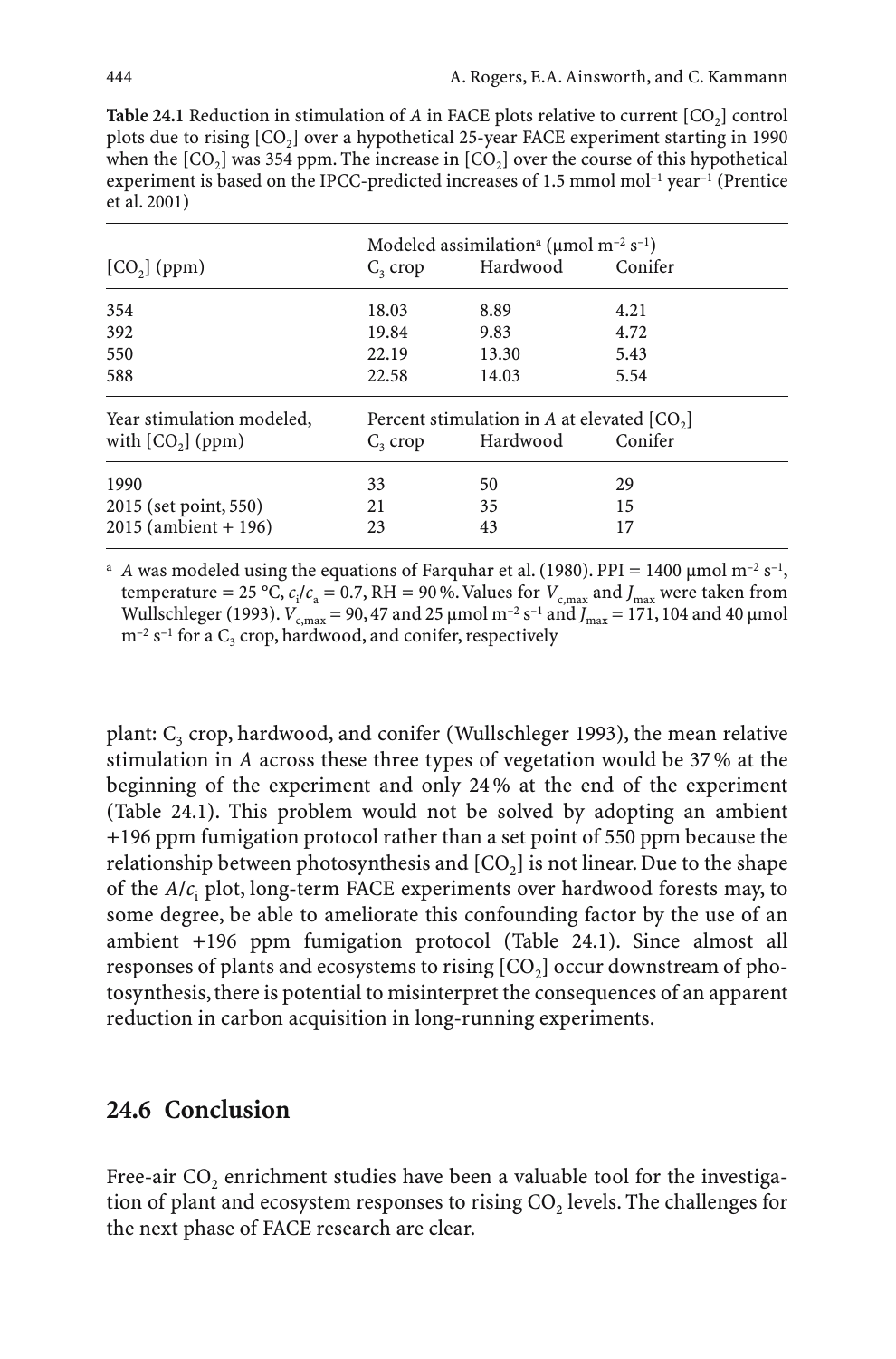**Table 24.1** Reduction in stimulation of *A* in FACE plots relative to current [$CO_2$] control plots due to rising [$CO_2$] over a hypothetical 25-year FACE experiment starting in 1990 when the [$CO_2$] was 354 ppm. The increase in [$CO_2$] over the course of this hypothetical experiment is based on the IPCC-predicted increases of 1.5 mmol mol$^{-1}$ year$^{-1}$ (Prentice et al. 2001)

| [$CO_2$] (ppm) | Modeled assimilation[a] (μmol m$^{-2}$ s$^{-1}$) | | |
|---|---|---|---|
| | $C_3$ crop | Hardwood | Conifer |
| 354 | 18.03 | 8.89 | 4.21 |
| 392 | 19.84 | 9.83 | 4.72 |
| 550 | 22.19 | 13.30 | 5.43 |
| 588 | 22.58 | 14.03 | 5.54 |
| **Year stimulation modeled, with [$CO_2$] (ppm)** | **Percent stimulation in *A* at elevated [$CO_2$]** | | |
| | $C_3$ crop | Hardwood | Conifer |
| 1990 | 33 | 50 | 29 |
| 2015 (set point, 550) | 21 | 35 | 15 |
| 2015 (ambient + 196) | 23 | 43 | 17 |

[a] *A* was modeled using the equations of Farquhar et al. (1980). PPI = 1400 μmol m$^{-2}$ s$^{-1}$, temperature = 25 °C, $c_i/c_a$ = 0.7, RH = 90 %. Values for $V_{c,max}$ and $J_{max}$ were taken from Wullschleger (1993). $V_{c,max}$ = 90, 47 and 25 μmol m$^{-2}$ s$^{-1}$ and $J_{max}$ = 171, 104 and 40 μmol m$^{-2}$ s$^{-1}$ for a $C_3$ crop, hardwood, and conifer, respectively

plant: $C_3$ crop, hardwood, and conifer (Wullschleger 1993), the mean relative stimulation in *A* across these three types of vegetation would be 37 % at the beginning of the experiment and only 24 % at the end of the experiment (Table 24.1). This problem would not be solved by adopting an ambient +196 ppm fumigation protocol rather than a set point of 550 ppm because the relationship between photosynthesis and [$CO_2$] is not linear. Due to the shape of the $A/c_i$ plot, long-term FACE experiments over hardwood forests may, to some degree, be able to ameliorate this confounding factor by the use of an ambient +196 ppm fumigation protocol (Table 24.1). Since almost all responses of plants and ecosystems to rising [$CO_2$] occur downstream of photosynthesis, there is potential to misinterpret the consequences of an apparent reduction in carbon acquisition in long-running experiments.

## 24.6 Conclusion

Free-air $CO_2$ enrichment studies have been a valuable tool for the investigation of plant and ecosystem responses to rising $CO_2$ levels. The challenges for the next phase of FACE research are clear.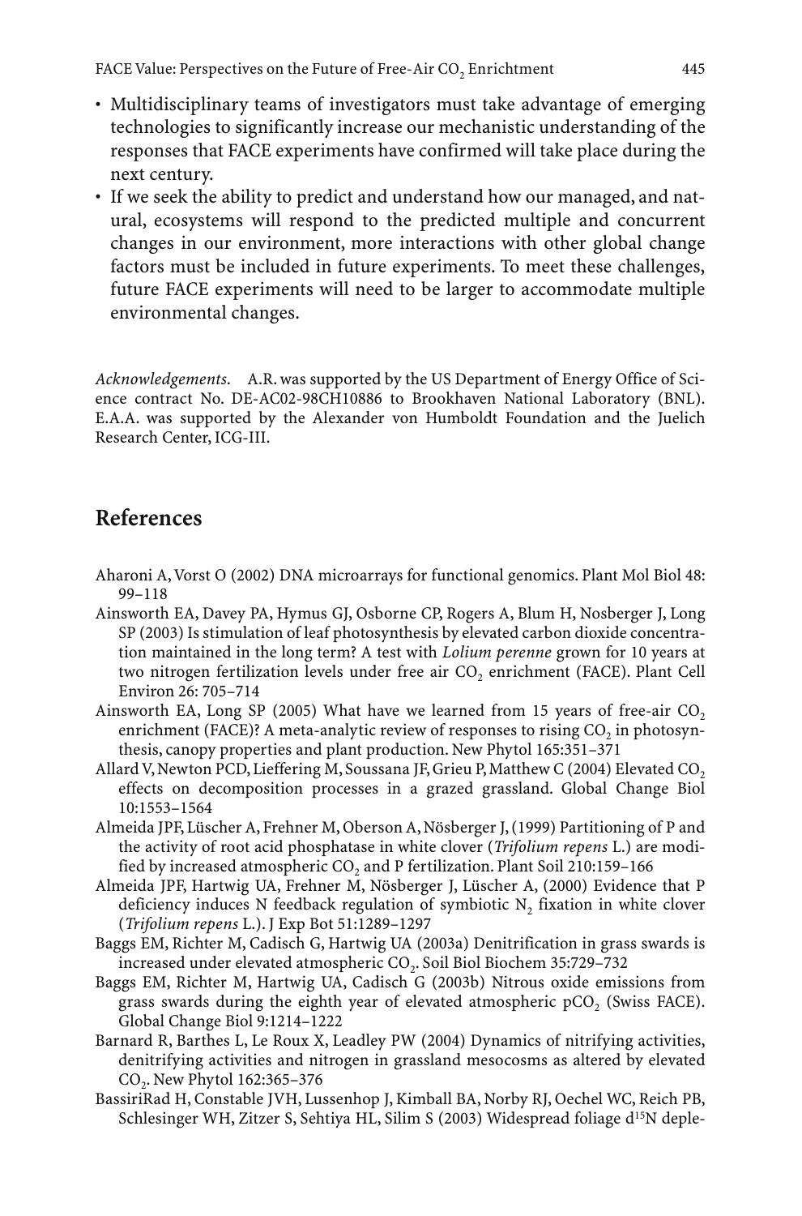- Multidisciplinary teams of investigators must take advantage of emerging technologies to significantly increase our mechanistic understanding of the responses that FACE experiments have confirmed will take place during the next century.
- If we seek the ability to predict and understand how our managed, and natural, ecosystems will respond to the predicted multiple and concurrent changes in our environment, more interactions with other global change factors must be included in future experiments. To meet these challenges, future FACE experiments will need to be larger to accommodate multiple environmental changes.

*Acknowledgements*. A.R. was supported by the US Department of Energy Office of Science contract No. DE-AC02-98CH10886 to Brookhaven National Laboratory (BNL). E.A.A. was supported by the Alexander von Humboldt Foundation and the Juelich Research Center, ICG-III.

## References

Aharoni A, Vorst O (2002) DNA microarrays for functional genomics. Plant Mol Biol 48: 99–118

Ainsworth EA, Davey PA, Hymus GJ, Osborne CP, Rogers A, Blum H, Nosberger J, Long SP (2003) Is stimulation of leaf photosynthesis by elevated carbon dioxide concentration maintained in the long term? A test with *Lolium perenne* grown for 10 years at two nitrogen fertilization levels under free air $CO_2$ enrichment (FACE). Plant Cell Environ 26: 705–714

Ainsworth EA, Long SP (2005) What have we learned from 15 years of free-air $CO_2$ enrichment (FACE)? A meta-analytic review of responses to rising $CO_2$ in photosynthesis, canopy properties and plant production. New Phytol 165:351–371

Allard V, Newton PCD, Lieffering M, Soussana JF, Grieu P, Matthew C (2004) Elevated $CO_2$ effects on decomposition processes in a grazed grassland. Global Change Biol 10:1553–1564

Almeida JPF, Lüscher A, Frehner M, Oberson A, Nösberger J, (1999) Partitioning of P and the activity of root acid phosphatase in white clover (*Trifolium repens* L.) are modified by increased atmospheric $CO_2$ and P fertilization. Plant Soil 210:159–166

Almeida JPF, Hartwig UA, Frehner M, Nösberger J, Lüscher A, (2000) Evidence that P deficiency induces N feedback regulation of symbiotic $N_2$ fixation in white clover (*Trifolium repens* L.). J Exp Bot 51:1289–1297

Baggs EM, Richter M, Cadisch G, Hartwig UA (2003a) Denitrification in grass swards is increased under elevated atmospheric $CO_2$. Soil Biol Biochem 35:729–732

Baggs EM, Richter M, Hartwig UA, Cadisch G (2003b) Nitrous oxide emissions from grass swards during the eighth year of elevated atmospheric $pCO_2$ (Swiss FACE). Global Change Biol 9:1214–1222

Barnard R, Barthes L, Le Roux X, Leadley PW (2004) Dynamics of nitrifying activities, denitrifying activities and nitrogen in grassland mesocosms as altered by elevated $CO_2$. New Phytol 162:365–376

BassiriRad H, Constable JVH, Lussenhop J, Kimball BA, Norby RJ, Oechel WC, Reich PB, Schlesinger WH, Zitzer S, Sehtiya HL, Silim S (2003) Widespread foliage $d^{15}N$ deple-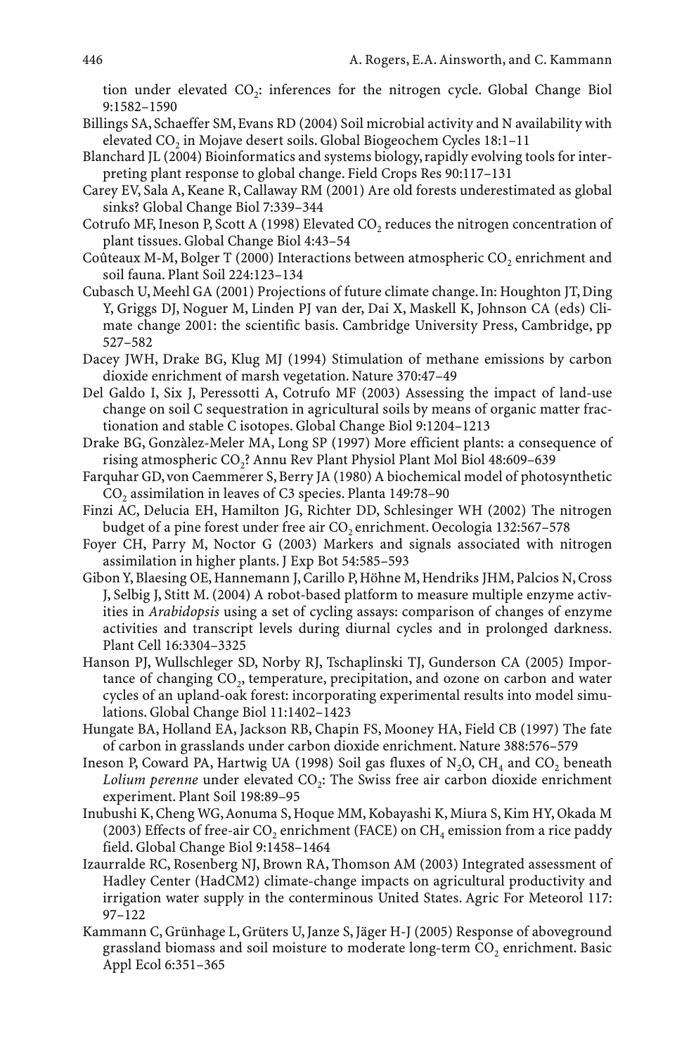tion under elevated $CO_2$: inferences for the nitrogen cycle. Global Change Biol 9:1582–1590

Billings SA, Schaeffer SM, Evans RD (2004) Soil microbial activity and N availability with elevated $CO_2$ in Mojave desert soils. Global Biogeochem Cycles 18:1–11

Blanchard JL (2004) Bioinformatics and systems biology, rapidly evolving tools for interpreting plant response to global change. Field Crops Res 90:117–131

Carey EV, Sala A, Keane R, Callaway RM (2001) Are old forests underestimated as global sinks? Global Change Biol 7:339–344

Cotrufo MF, Ineson P, Scott A (1998) Elevated $CO_2$ reduces the nitrogen concentration of plant tissues. Global Change Biol 4:43–54

Coûteaux M-M, Bolger T (2000) Interactions between atmospheric $CO_2$ enrichment and soil fauna. Plant Soil 224:123–134

Cubasch U, Meehl GA (2001) Projections of future climate change. In: Houghton JT, Ding Y, Griggs DJ, Noguer M, Linden PJ van der, Dai X, Maskell K, Johnson CA (eds) Climate change 2001: the scientific basis. Cambridge University Press, Cambridge, pp 527–582

Dacey JWH, Drake BG, Klug MJ (1994) Stimulation of methane emissions by carbon dioxide enrichment of marsh vegetation. Nature 370:47–49

Del Galdo I, Six J, Peressotti A, Cotrufo MF (2003) Assessing the impact of land-use change on soil C sequestration in agricultural soils by means of organic matter fractionation and stable C isotopes. Global Change Biol 9:1204–1213

Drake BG, Gonzàlez-Meler MA, Long SP (1997) More efficient plants: a consequence of rising atmospheric $CO_2$? Annu Rev Plant Physiol Plant Mol Biol 48:609–639

Farquhar GD, von Caemmerer S, Berry JA (1980) A biochemical model of photosynthetic $CO_2$ assimilation in leaves of C3 species. Planta 149:78–90

Finzi AC, Delucia EH, Hamilton JG, Richter DD, Schlesinger WH (2002) The nitrogen budget of a pine forest under free air $CO_2$ enrichment. Oecologia 132:567–578

Foyer CH, Parry M, Noctor G (2003) Markers and signals associated with nitrogen assimilation in higher plants. J Exp Bot 54:585–593

Gibon Y, Blaesing OE, Hannemann J, Carillo P, Höhne M, Hendriks JHM, Palcios N, Cross J, Selbig J, Stitt M. (2004) A robot-based platform to measure multiple enzyme activities in *Arabidopsis* using a set of cycling assays: comparison of changes of enzyme activities and transcript levels during diurnal cycles and in prolonged darkness. Plant Cell 16:3304–3325

Hanson PJ, Wullschleger SD, Norby RJ, Tschaplinski TJ, Gunderson CA (2005) Importance of changing $CO_2$, temperature, precipitation, and ozone on carbon and water cycles of an upland-oak forest: incorporating experimental results into model simulations. Global Change Biol 11:1402–1423

Hungate BA, Holland EA, Jackson RB, Chapin FS, Mooney HA, Field CB (1997) The fate of carbon in grasslands under carbon dioxide enrichment. Nature 388:576–579

Ineson P, Coward PA, Hartwig UA (1998) Soil gas fluxes of $N_2O$, $CH_4$ and $CO_2$ beneath *Lolium perenne* under elevated $CO_2$: The Swiss free air carbon dioxide enrichment experiment. Plant Soil 198:89–95

Inubushi K, Cheng WG, Aonuma S, Hoque MM, Kobayashi K, Miura S, Kim HY, Okada M (2003) Effects of free-air $CO_2$ enrichment (FACE) on $CH_4$ emission from a rice paddy field. Global Change Biol 9:1458–1464

Izaurralde RC, Rosenberg NJ, Brown RA, Thomson AM (2003) Integrated assessment of Hadley Center (HadCM2) climate-change impacts on agricultural productivity and irrigation water supply in the conterminous United States. Agric For Meteorol 117: 97–122

Kammann C, Grünhage L, Grüters U, Janze S, Jäger H-J (2005) Response of aboveground grassland biomass and soil moisture to moderate long-term $CO_2$ enrichment. Basic Appl Ecol 6:351–365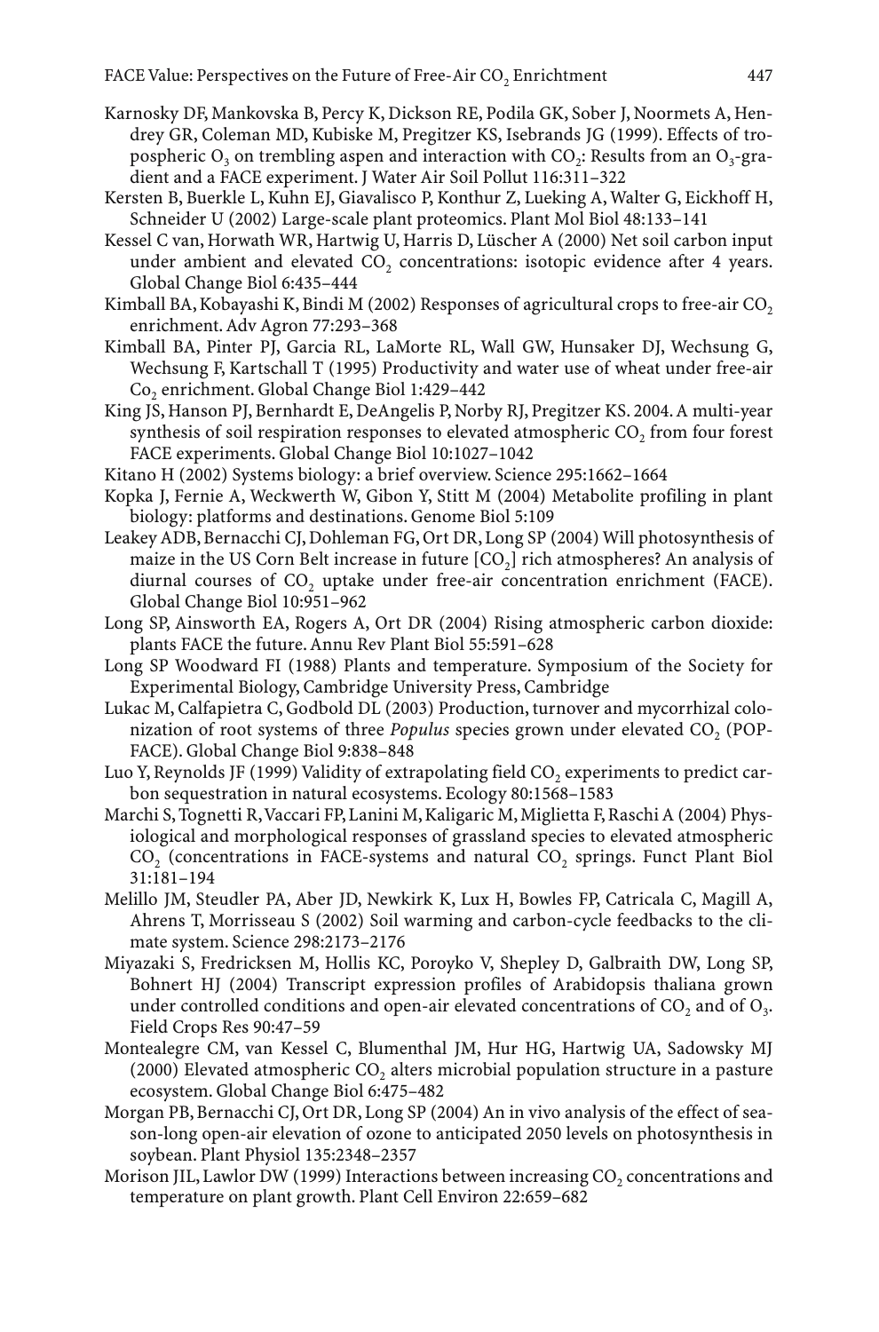Karnosky DF, Mankovska B, Percy K, Dickson RE, Podila GK, Sober J, Noormets A, Hendrey GR, Coleman MD, Kubiske M, Pregitzer KS, Isebrands JG (1999). Effects of tropospheric $O_3$ on trembling aspen and interaction with $CO_2$: Results from an $O_3$-gradient and a FACE experiment. J Water Air Soil Pollut 116:311–322

Kersten B, Buerkle L, Kuhn EJ, Giavalisco P, Konthur Z, Lueking A, Walter G, Eickhoff H, Schneider U (2002) Large-scale plant proteomics. Plant Mol Biol 48:133–141

Kessel C van, Horwath WR, Hartwig U, Harris D, Lüscher A (2000) Net soil carbon input under ambient and elevated $CO_2$ concentrations: isotopic evidence after 4 years. Global Change Biol 6:435–444

Kimball BA, Kobayashi K, Bindi M (2002) Responses of agricultural crops to free-air $CO_2$ enrichment. Adv Agron 77:293–368

Kimball BA, Pinter PJ, Garcia RL, LaMorte RL, Wall GW, Hunsaker DJ, Wechsung G, Wechsung F, Kartschall T (1995) Productivity and water use of wheat under free-air $Co_2$ enrichment. Global Change Biol 1:429–442

King JS, Hanson PJ, Bernhardt E, DeAngelis P, Norby RJ, Pregitzer KS. 2004. A multi-year synthesis of soil respiration responses to elevated atmospheric $CO_2$ from four forest FACE experiments. Global Change Biol 10:1027–1042

Kitano H (2002) Systems biology: a brief overview. Science 295:1662–1664

Kopka J, Fernie A, Weckwerth W, Gibon Y, Stitt M (2004) Metabolite profiling in plant biology: platforms and destinations. Genome Biol 5:109

Leakey ADB, Bernacchi CJ, Dohleman FG, Ort DR, Long SP (2004) Will photosynthesis of maize in the US Corn Belt increase in future [$CO_2$] rich atmospheres? An analysis of diurnal courses of $CO_2$ uptake under free-air concentration enrichment (FACE). Global Change Biol 10:951–962

Long SP, Ainsworth EA, Rogers A, Ort DR (2004) Rising atmospheric carbon dioxide: plants FACE the future. Annu Rev Plant Biol 55:591–628

Long SP Woodward FI (1988) Plants and temperature. Symposium of the Society for Experimental Biology, Cambridge University Press, Cambridge

Lukac M, Calfapietra C, Godbold DL (2003) Production, turnover and mycorrhizal colonization of root systems of three *Populus* species grown under elevated $CO_2$ (POP-FACE). Global Change Biol 9:838–848

Luo Y, Reynolds JF (1999) Validity of extrapolating field $CO_2$ experiments to predict carbon sequestration in natural ecosystems. Ecology 80:1568–1583

Marchi S, Tognetti R, Vaccari FP, Lanini M, Kaligaric M, Miglietta F, Raschi A (2004) Physiological and morphological responses of grassland species to elevated atmospheric $CO_2$ (concentrations in FACE-systems and natural $CO_2$ springs. Funct Plant Biol 31:181–194

Melillo JM, Steudler PA, Aber JD, Newkirk K, Lux H, Bowles FP, Catricala C, Magill A, Ahrens T, Morrisseau S (2002) Soil warming and carbon-cycle feedbacks to the climate system. Science 298:2173–2176

Miyazaki S, Fredricksen M, Hollis KC, Poroyko V, Shepley D, Galbraith DW, Long SP, Bohnert HJ (2004) Transcript expression profiles of Arabidopsis thaliana grown under controlled conditions and open-air elevated concentrations of $CO_2$ and of $O_3$. Field Crops Res 90:47–59

Montealegre CM, van Kessel C, Blumenthal JM, Hur HG, Hartwig UA, Sadowsky MJ (2000) Elevated atmospheric $CO_2$ alters microbial population structure in a pasture ecosystem. Global Change Biol 6:475–482

Morgan PB, Bernacchi CJ, Ort DR, Long SP (2004) An in vivo analysis of the effect of season-long open-air elevation of ozone to anticipated 2050 levels on photosynthesis in soybean. Plant Physiol 135:2348–2357

Morison JIL, Lawlor DW (1999) Interactions between increasing $CO_2$ concentrations and temperature on plant growth. Plant Cell Environ 22:659–682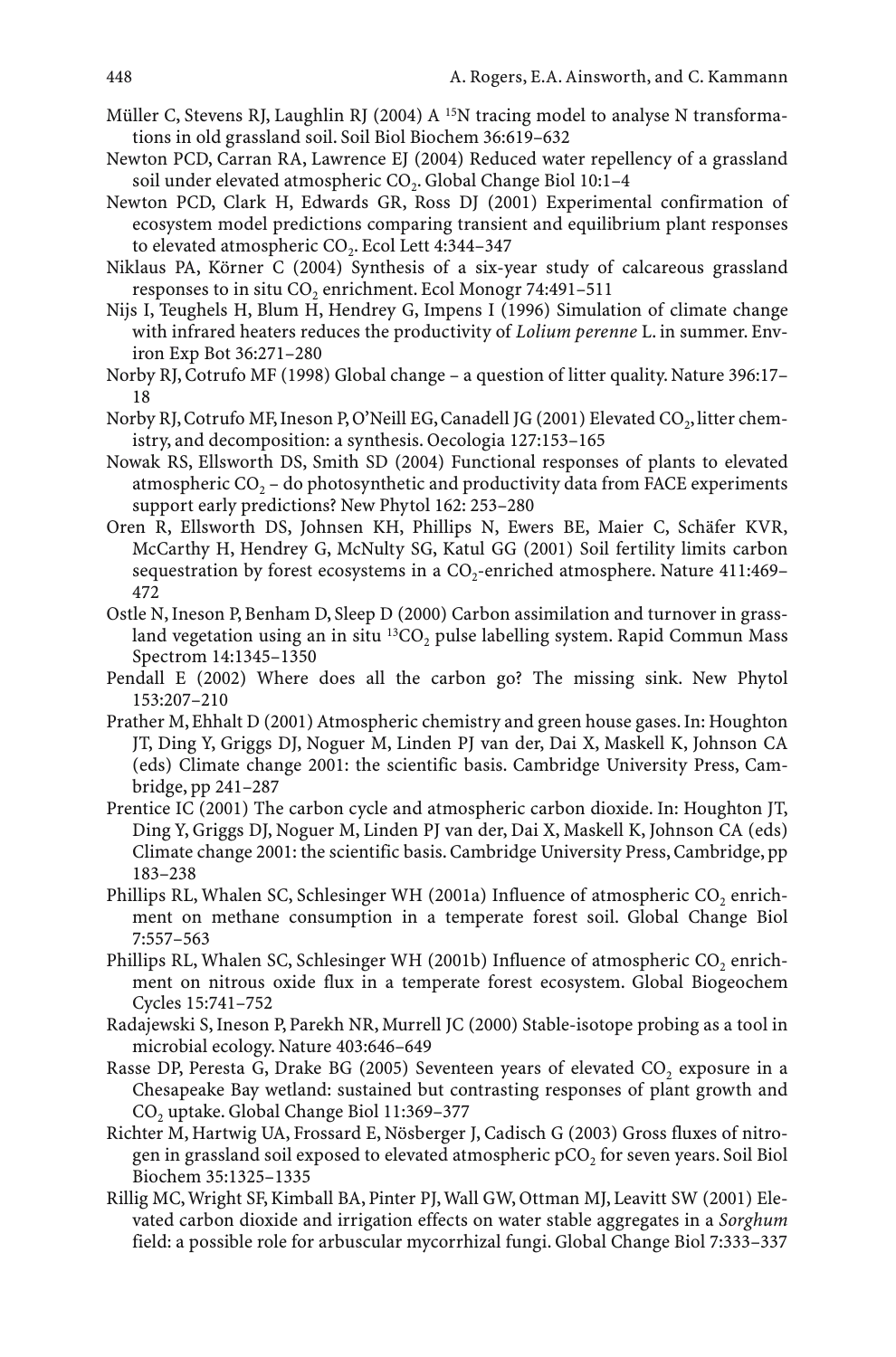Müller C, Stevens RJ, Laughlin RJ (2004) A $^{15}$N tracing model to analyse N transformations in old grassland soil. Soil Biol Biochem 36:619–632

Newton PCD, Carran RA, Lawrence EJ (2004) Reduced water repellency of a grassland soil under elevated atmospheric $CO_2$. Global Change Biol 10:1–4

Newton PCD, Clark H, Edwards GR, Ross DJ (2001) Experimental confirmation of ecosystem model predictions comparing transient and equilibrium plant responses to elevated atmospheric $CO_2$. Ecol Lett 4:344–347

Niklaus PA, Körner C (2004) Synthesis of a six-year study of calcareous grassland responses to in situ $CO_2$ enrichment. Ecol Monogr 74:491–511

Nijs I, Teughels H, Blum H, Hendrey G, Impens I (1996) Simulation of climate change with infrared heaters reduces the productivity of *Lolium perenne* L. in summer. Environ Exp Bot 36:271–280

Norby RJ, Cotrufo MF (1998) Global change – a question of litter quality. Nature 396:17–18

Norby RJ, Cotrufo MF, Ineson P, O'Neill EG, Canadell JG (2001) Elevated $CO_2$, litter chemistry, and decomposition: a synthesis. Oecologia 127:153–165

Nowak RS, Ellsworth DS, Smith SD (2004) Functional responses of plants to elevated atmospheric $CO_2$ – do photosynthetic and productivity data from FACE experiments support early predictions? New Phytol 162: 253–280

Oren R, Ellsworth DS, Johnsen KH, Phillips N, Ewers BE, Maier C, Schäfer KVR, McCarthy H, Hendrey G, McNulty SG, Katul GG (2001) Soil fertility limits carbon sequestration by forest ecosystems in a $CO_2$-enriched atmosphere. Nature 411:469–472

Ostle N, Ineson P, Benham D, Sleep D (2000) Carbon assimilation and turnover in grassland vegetation using an in situ $^{13}CO_2$ pulse labelling system. Rapid Commun Mass Spectrom 14:1345–1350

Pendall E (2002) Where does all the carbon go? The missing sink. New Phytol 153:207–210

Prather M, Ehhalt D (2001) Atmospheric chemistry and green house gases. In: Houghton JT, Ding Y, Griggs DJ, Noguer M, Linden PJ van der, Dai X, Maskell K, Johnson CA (eds) Climate change 2001: the scientific basis. Cambridge University Press, Cambridge, pp 241–287

Prentice IC (2001) The carbon cycle and atmospheric carbon dioxide. In: Houghton JT, Ding Y, Griggs DJ, Noguer M, Linden PJ van der, Dai X, Maskell K, Johnson CA (eds) Climate change 2001: the scientific basis. Cambridge University Press, Cambridge, pp 183–238

Phillips RL, Whalen SC, Schlesinger WH (2001a) Influence of atmospheric $CO_2$ enrichment on methane consumption in a temperate forest soil. Global Change Biol 7:557–563

Phillips RL, Whalen SC, Schlesinger WH (2001b) Influence of atmospheric $CO_2$ enrichment on nitrous oxide flux in a temperate forest ecosystem. Global Biogeochem Cycles 15:741–752

Radajewski S, Ineson P, Parekh NR, Murrell JC (2000) Stable-isotope probing as a tool in microbial ecology. Nature 403:646–649

Rasse DP, Peresta G, Drake BG (2005) Seventeen years of elevated $CO_2$ exposure in a Chesapeake Bay wetland: sustained but contrasting responses of plant growth and $CO_2$ uptake. Global Change Biol 11:369–377

Richter M, Hartwig UA, Frossard E, Nösberger J, Cadisch G (2003) Gross fluxes of nitrogen in grassland soil exposed to elevated atmospheric $pCO_2$ for seven years. Soil Biol Biochem 35:1325–1335

Rillig MC, Wright SF, Kimball BA, Pinter PJ, Wall GW, Ottman MJ, Leavitt SW (2001) Elevated carbon dioxide and irrigation effects on water stable aggregates in a *Sorghum* field: a possible role for arbuscular mycorrhizal fungi. Global Change Biol 7:333–337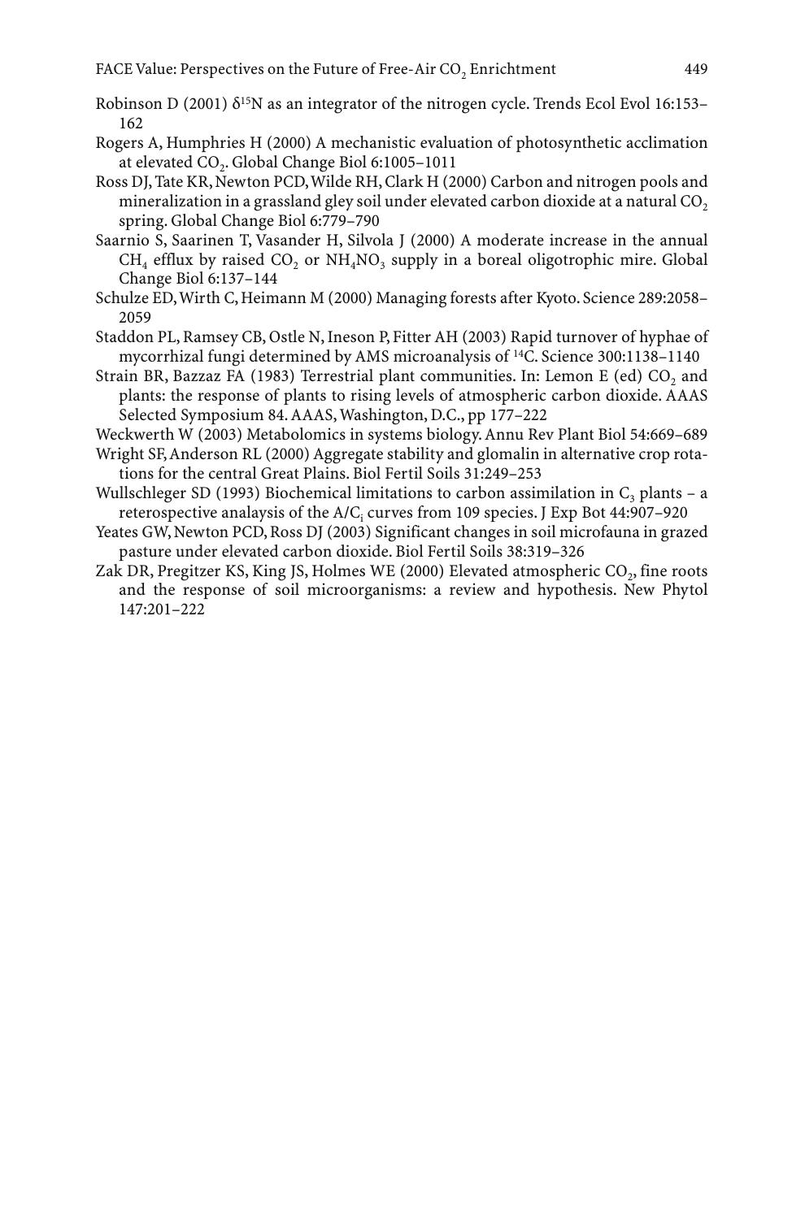Robinson D (2001) $\delta^{15}N$ as an integrator of the nitrogen cycle. Trends Ecol Evol 16:153–162

Rogers A, Humphries H (2000) A mechanistic evaluation of photosynthetic acclimation at elevated $CO_2$. Global Change Biol 6:1005–1011

Ross DJ, Tate KR, Newton PCD, Wilde RH, Clark H (2000) Carbon and nitrogen pools and mineralization in a grassland gley soil under elevated carbon dioxide at a natural $CO_2$ spring. Global Change Biol 6:779–790

Saarnio S, Saarinen T, Vasander H, Silvola J (2000) A moderate increase in the annual $CH_4$ efflux by raised $CO_2$ or $NH_4NO_3$ supply in a boreal oligotrophic mire. Global Change Biol 6:137–144

Schulze ED, Wirth C, Heimann M (2000) Managing forests after Kyoto. Science 289:2058–2059

Staddon PL, Ramsey CB, Ostle N, Ineson P, Fitter AH (2003) Rapid turnover of hyphae of mycorrhizal fungi determined by AMS microanalysis of $^{14}C$. Science 300:1138–1140

Strain BR, Bazzaz FA (1983) Terrestrial plant communities. In: Lemon E (ed) $CO_2$ and plants: the response of plants to rising levels of atmospheric carbon dioxide. AAAS Selected Symposium 84. AAAS, Washington, D.C., pp 177–222

Weckwerth W (2003) Metabolomics in systems biology. Annu Rev Plant Biol 54:669–689

Wright SF, Anderson RL (2000) Aggregate stability and glomalin in alternative crop rotations for the central Great Plains. Biol Fertil Soils 31:249–253

Wullschleger SD (1993) Biochemical limitations to carbon assimilation in $C_3$ plants – a reterospective analaysis of the $A/C_i$ curves from 109 species. J Exp Bot 44:907–920

Yeates GW, Newton PCD, Ross DJ (2003) Significant changes in soil microfauna in grazed pasture under elevated carbon dioxide. Biol Fertil Soils 38:319–326

Zak DR, Pregitzer KS, King JS, Holmes WE (2000) Elevated atmospheric $CO_2$, fine roots and the response of soil microorganisms: a review and hypothesis. New Phytol 147:201–222